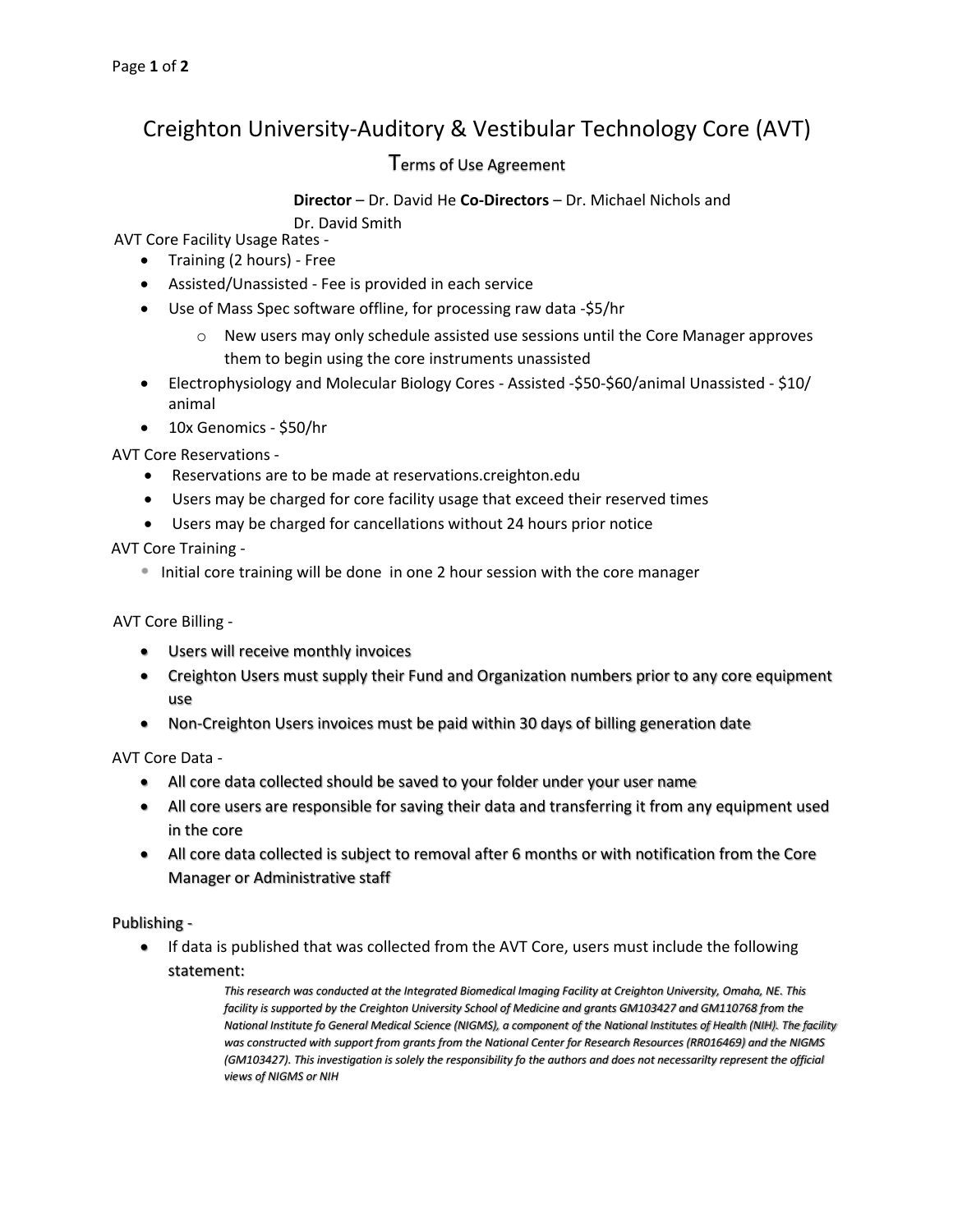// Transcription in progress: "Page 1 of 2" is omitted as a running footer; typos are left exactly as printed on the page.
# Creighton University-Auditory & Vestibular Technology Core (AVT)

## Terms of Use Agreement

**Director** – Dr. David He **Co-Directors** – Dr. Michael Nichols and Dr. David Smith

AVT Core Facility Usage Rates -

- Training (2 hours) - Free
- Assisted/Unassisted - Fee is provided in each service
- Use of Mass Spec software offline, for processing raw data -$5/hr
  - New users may only schedule assisted use sessions until the Core Manager approves them to begin using the core instruments unassisted
- Electrophysiology and Molecular Biology Cores - Assisted -$50-$60/animal Unassisted - $10/animal
- 10x Genomics - $50/hr

AVT Core Reservations -

- Reservations are to be made at reservations.creighton.edu
- Users may be charged for core facility usage that exceed their reserved times
- Users may be charged for cancellations without 24 hours prior notice

AVT Core Training -

- Initial core training will be done in one 2 hour session with the core manager

AVT Core Billing -

- Users will receive monthly invoices
- Creighton Users must supply their Fund and Organization numbers prior to any core equipment use
- Non-Creighton Users invoices must be paid within 30 days of billing generation date

AVT Core Data -

- All core data collected should be saved to your folder under your user name
- All core users are responsible for saving their data and transferring it from any equipment used in the core
- All core data collected is subject to removal after 6 months or with notification from the Core Manager or Administrative staff

Publishing -

- If data is published that was collected from the AVT Core, users must include the following statement:

  *This research was conducted at the Integrated Biomedical Imaging Facility at Creighton University, Omaha, NE. This facility is supported by the Creighton University School of Medicine and grants GM103427 and GM110768 from the National Institute fo General Medical Science (NIGMS), a component of the National Institutes of Health (NIH). The facility was constructed with support from grants from the National Center for Research Resources (RR016469) and the NIGMS (GM103427). This investigation is solely the responsibility fo the authors and does not necessarilty represent the official views of NIGMS or NIH*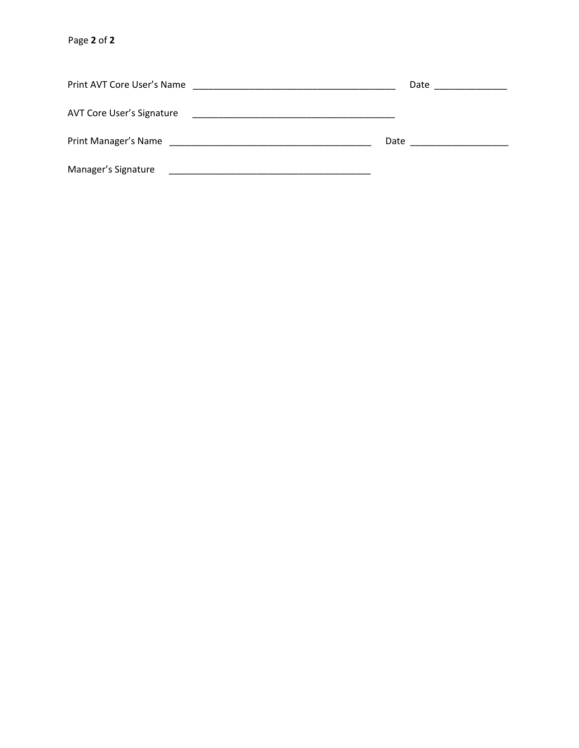Print AVT Core User's Name _______________________________________ Date ______________

AVT Core User's Signature _______________________________________

Print Manager's Name _______________________________________ Date ___________________

Manager's Signature _______________________________________